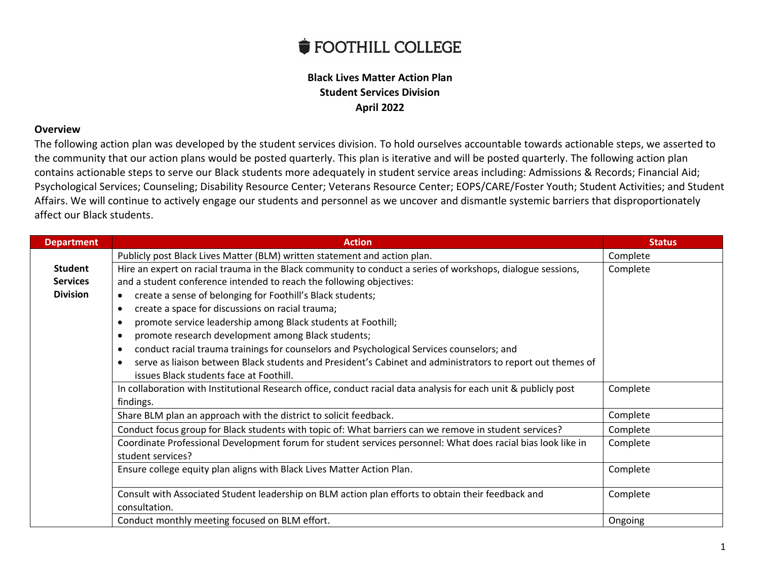FOOTHILL COLLEGE

**Black Lives Matter Action Plan**
**Student Services Division**
**April 2022**

## Overview

The following action plan was developed by the student services division. To hold ourselves accountable towards actionable steps, we asserted to the community that our action plans would be posted quarterly. This plan is iterative and will be posted quarterly. The following action plan contains actionable steps to serve our Black students more adequately in student service areas including: Admissions & Records; Financial Aid; Psychological Services; Counseling; Disability Resource Center; Veterans Resource Center; EOPS/CARE/Foster Youth; Student Activities; and Student Affairs. We will continue to actively engage our students and personnel as we uncover and dismantle systemic barriers that disproportionately affect our Black students.

| Department | Action | Status |
|---|---|---|
| **Student Services Division** | Publicly post Black Lives Matter (BLM) written statement and action plan. | Complete |
| | Hire an expert on racial trauma in the Black community to conduct a series of workshops, dialogue sessions, and a student conference intended to reach the following objectives:<br>• create a sense of belonging for Foothill's Black students;<br>• create a space for discussions on racial trauma;<br>• promote service leadership among Black students at Foothill;<br>• promote research development among Black students;<br>• conduct racial trauma trainings for counselors and Psychological Services counselors; and<br>• serve as liaison between Black students and President's Cabinet and administrators to report out themes of issues Black students face at Foothill. | Complete |
| | In collaboration with Institutional Research office, conduct racial data analysis for each unit & publicly post findings. | Complete |
| | Share BLM plan an approach with the district to solicit feedback. | Complete |
| | Conduct focus group for Black students with topic of: What barriers can we remove in student services? | Complete |
| | Coordinate Professional Development forum for student services personnel: What does racial bias look like in student services? | Complete |
| | Ensure college equity plan aligns with Black Lives Matter Action Plan. | Complete |
| | Consult with Associated Student leadership on BLM action plan efforts to obtain their feedback and consultation. | Complete |
| | Conduct monthly meeting focused on BLM effort. | Ongoing |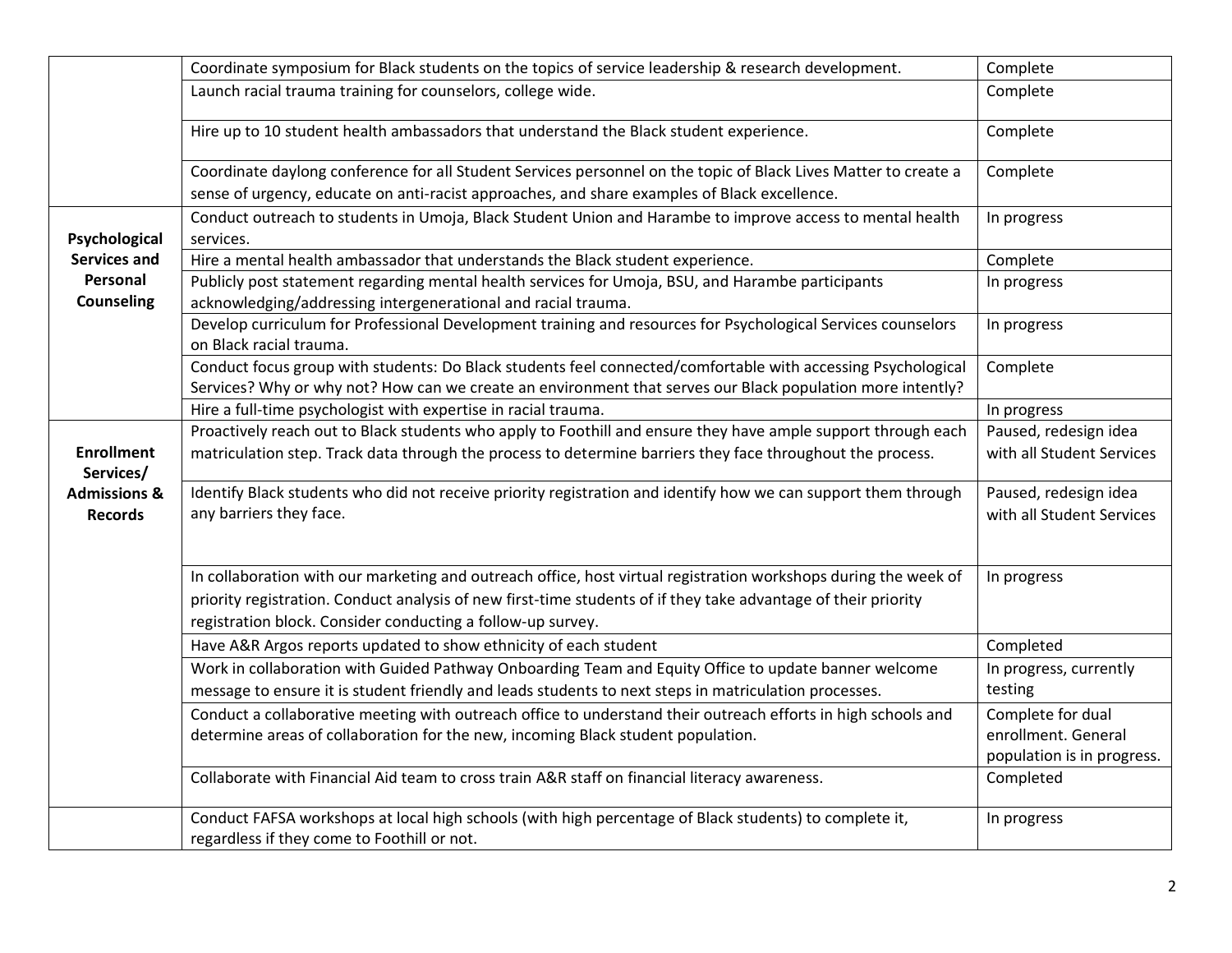| | | |
|---|---|---|
| | Coordinate symposium for Black students on the topics of service leadership & research development. | Complete |
| | Launch racial trauma training for counselors, college wide. | Complete |
| | Hire up to 10 student health ambassadors that understand the Black student experience. | Complete |
| | Coordinate daylong conference for all Student Services personnel on the topic of Black Lives Matter to create a sense of urgency, educate on anti-racist approaches, and share examples of Black excellence. | Complete |
| **Psychological Services and Personal Counseling** | Conduct outreach to students in Umoja, Black Student Union and Harambe to improve access to mental health services. | In progress |
| | Hire a mental health ambassador that understands the Black student experience. | Complete |
| | Publicly post statement regarding mental health services for Umoja, BSU, and Harambe participants acknowledging/addressing intergenerational and racial trauma. | In progress |
| | Develop curriculum for Professional Development training and resources for Psychological Services counselors on Black racial trauma. | In progress |
| | Conduct focus group with students: Do Black students feel connected/comfortable with accessing Psychological Services? Why or why not? How can we create an environment that serves our Black population more intently? | Complete |
| | Hire a full-time psychologist with expertise in racial trauma. | In progress |
| **Enrollment Services/ Admissions & Records** | Proactively reach out to Black students who apply to Foothill and ensure they have ample support through each matriculation step. Track data through the process to determine barriers they face throughout the process. | Paused, redesign idea with all Student Services |
| | Identify Black students who did not receive priority registration and identify how we can support them through any barriers they face. | Paused, redesign idea with all Student Services |
| | In collaboration with our marketing and outreach office, host virtual registration workshops during the week of priority registration. Conduct analysis of new first-time students of if they take advantage of their priority registration block. Consider conducting a follow-up survey. | In progress |
| | Have A&R Argos reports updated to show ethnicity of each student | Completed |
| | Work in collaboration with Guided Pathway Onboarding Team and Equity Office to update banner welcome message to ensure it is student friendly and leads students to next steps in matriculation processes. | In progress, currently testing |
| | Conduct a collaborative meeting with outreach office to understand their outreach efforts in high schools and determine areas of collaboration for the new, incoming Black student population. | Complete for dual enrollment. General population is in progress. |
| | Collaborate with Financial Aid team to cross train A&R staff on financial literacy awareness. | Completed |
| | Conduct FAFSA workshops at local high schools (with high percentage of Black students) to complete it, regardless if they come to Foothill or not. | In progress |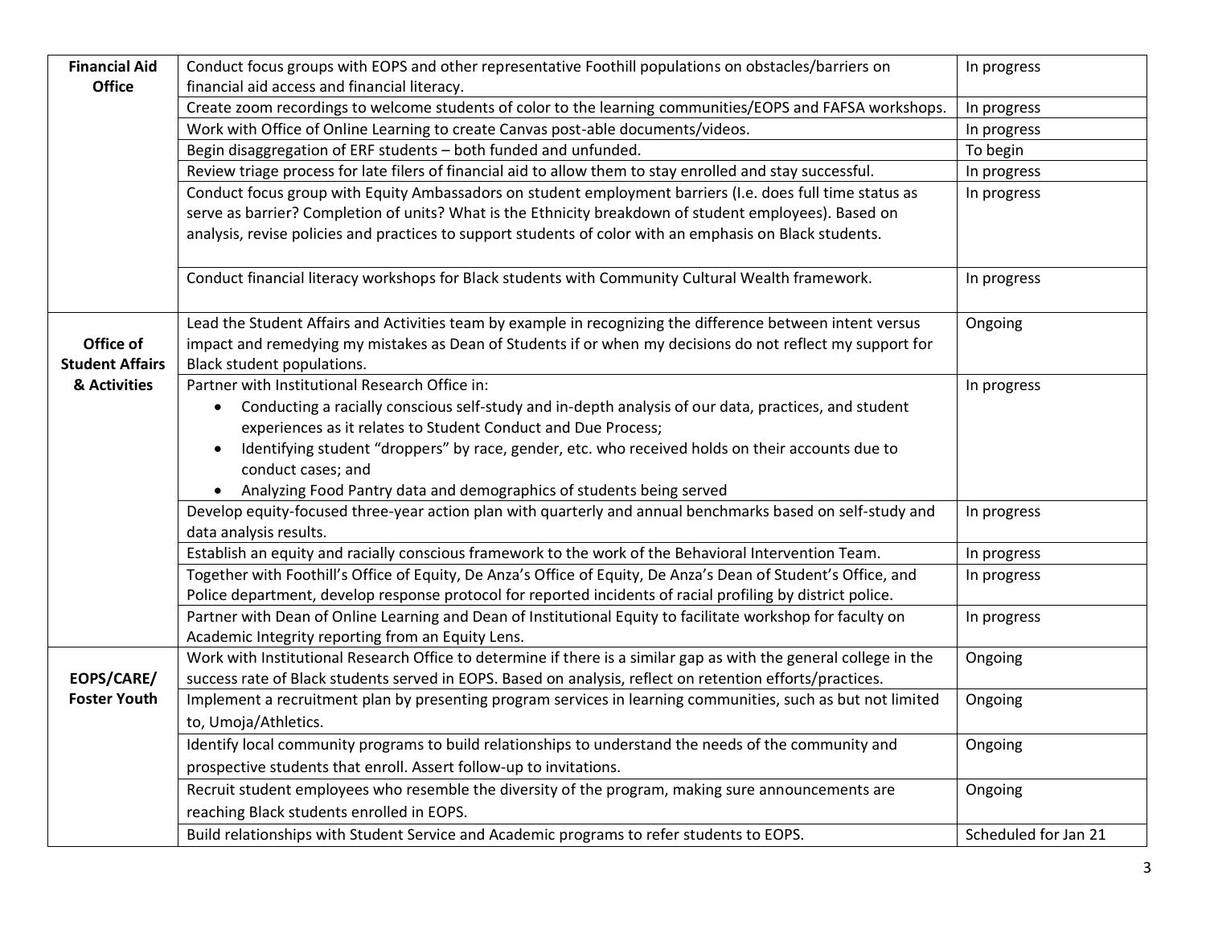| | | |
|---|---|---|
| **Financial Aid Office** | Conduct focus groups with EOPS and other representative Foothill populations on obstacles/barriers on financial aid access and financial literacy. | In progress |
| | Create zoom recordings to welcome students of color to the learning communities/EOPS and FAFSA workshops. | In progress |
| | Work with Office of Online Learning to create Canvas post-able documents/videos. | In progress |
| | Begin disaggregation of ERF students – both funded and unfunded. | To begin |
| | Review triage process for late filers of financial aid to allow them to stay enrolled and stay successful. | In progress |
| | Conduct focus group with Equity Ambassadors on student employment barriers (I.e. does full time status as serve as barrier? Completion of units? What is the Ethnicity breakdown of student employees). Based on analysis, revise policies and practices to support students of color with an emphasis on Black students. | In progress |
| | Conduct financial literacy workshops for Black students with Community Cultural Wealth framework. | In progress |
| **Office of Student Affairs & Activities** | Lead the Student Affairs and Activities team by example in recognizing the difference between intent versus impact and remedying my mistakes as Dean of Students if or when my decisions do not reflect my support for Black student populations. | Ongoing |
| | Partner with Institutional Research Office in: <br>• Conducting a racially conscious self-study and in-depth analysis of our data, practices, and student experiences as it relates to Student Conduct and Due Process; <br>• Identifying student "droppers" by race, gender, etc. who received holds on their accounts due to conduct cases; and <br>• Analyzing Food Pantry data and demographics of students being served | In progress |
| | Develop equity-focused three-year action plan with quarterly and annual benchmarks based on self-study and data analysis results. | In progress |
| | Establish an equity and racially conscious framework to the work of the Behavioral Intervention Team. | In progress |
| | Together with Foothill's Office of Equity, De Anza's Office of Equity, De Anza's Dean of Student's Office, and Police department, develop response protocol for reported incidents of racial profiling by district police. | In progress |
| | Partner with Dean of Online Learning and Dean of Institutional Equity to facilitate workshop for faculty on Academic Integrity reporting from an Equity Lens. | In progress |
| **EOPS/CARE/ Foster Youth** | Work with Institutional Research Office to determine if there is a similar gap as with the general college in the success rate of Black students served in EOPS. Based on analysis, reflect on retention efforts/practices. | Ongoing |
| | Implement a recruitment plan by presenting program services in learning communities, such as but not limited to, Umoja/Athletics. | Ongoing |
| | Identify local community programs to build relationships to understand the needs of the community and prospective students that enroll. Assert follow-up to invitations. | Ongoing |
| | Recruit student employees who resemble the diversity of the program, making sure announcements are reaching Black students enrolled in EOPS. | Ongoing |
| | Build relationships with Student Service and Academic programs to refer students to EOPS. | Scheduled for Jan 21 |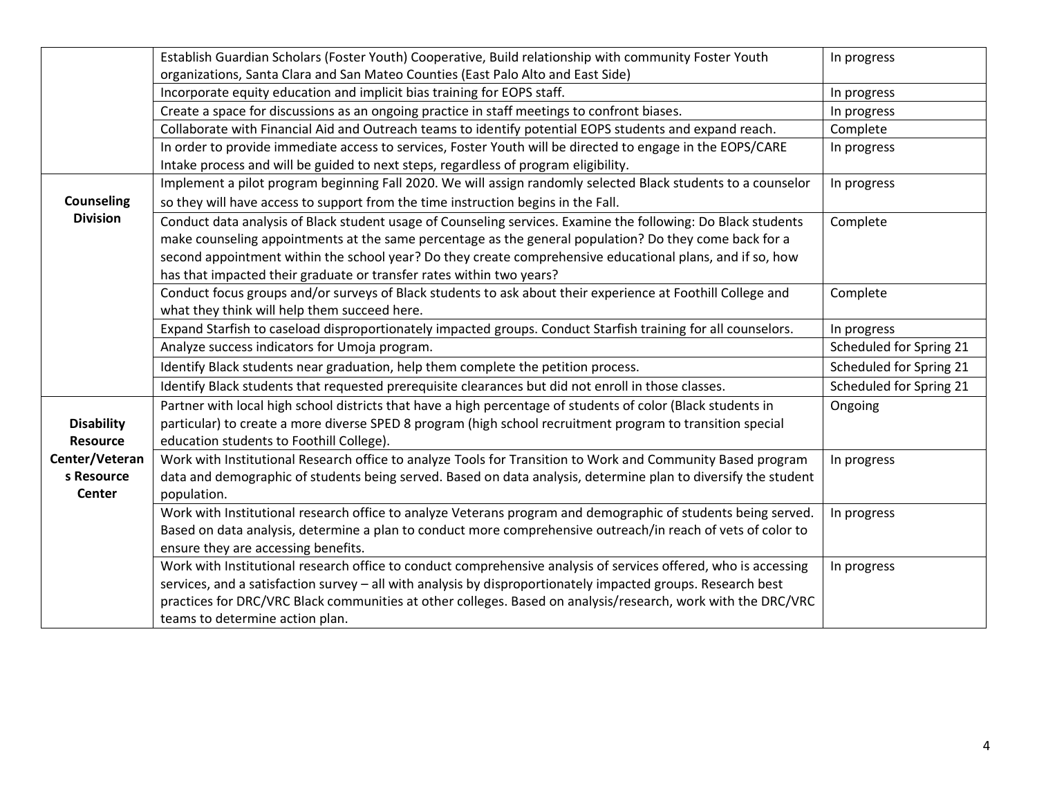| | | |
|---|---|---|
| | Establish Guardian Scholars (Foster Youth) Cooperative, Build relationship with community Foster Youth organizations, Santa Clara and San Mateo Counties (East Palo Alto and East Side) | In progress |
| | Incorporate equity education and implicit bias training for EOPS staff. | In progress |
| | Create a space for discussions as an ongoing practice in staff meetings to confront biases. | In progress |
| | Collaborate with Financial Aid and Outreach teams to identify potential EOPS students and expand reach. | Complete |
| | In order to provide immediate access to services, Foster Youth will be directed to engage in the EOPS/CARE Intake process and will be guided to next steps, regardless of program eligibility. | In progress |
| **Counseling Division** | Implement a pilot program beginning Fall 2020. We will assign randomly selected Black students to a counselor so they will have access to support from the time instruction begins in the Fall. | In progress |
| | Conduct data analysis of Black student usage of Counseling services. Examine the following: Do Black students make counseling appointments at the same percentage as the general population? Do they come back for a second appointment within the school year? Do they create comprehensive educational plans, and if so, how has that impacted their graduate or transfer rates within two years? | Complete |
| | Conduct focus groups and/or surveys of Black students to ask about their experience at Foothill College and what they think will help them succeed here. | Complete |
| | Expand Starfish to caseload disproportionately impacted groups. Conduct Starfish training for all counselors. | In progress |
| | Analyze success indicators for Umoja program. | Scheduled for Spring 21 |
| | Identify Black students near graduation, help them complete the petition process. | Scheduled for Spring 21 |
| | Identify Black students that requested prerequisite clearances but did not enroll in those classes. | Scheduled for Spring 21 |
| **Disability Resource Center/Veterans Resource Center** | Partner with local high school districts that have a high percentage of students of color (Black students in particular) to create a more diverse SPED 8 program (high school recruitment program to transition special education students to Foothill College). | Ongoing |
| | Work with Institutional Research office to analyze Tools for Transition to Work and Community Based program data and demographic of students being served. Based on data analysis, determine plan to diversify the student population. | In progress |
| | Work with Institutional research office to analyze Veterans program and demographic of students being served. Based on data analysis, determine a plan to conduct more comprehensive outreach/in reach of vets of color to ensure they are accessing benefits. | In progress |
| | Work with Institutional research office to conduct comprehensive analysis of services offered, who is accessing services, and a satisfaction survey – all with analysis by disproportionately impacted groups. Research best practices for DRC/VRC Black communities at other colleges. Based on analysis/research, work with the DRC/VRC teams to determine action plan. | In progress |